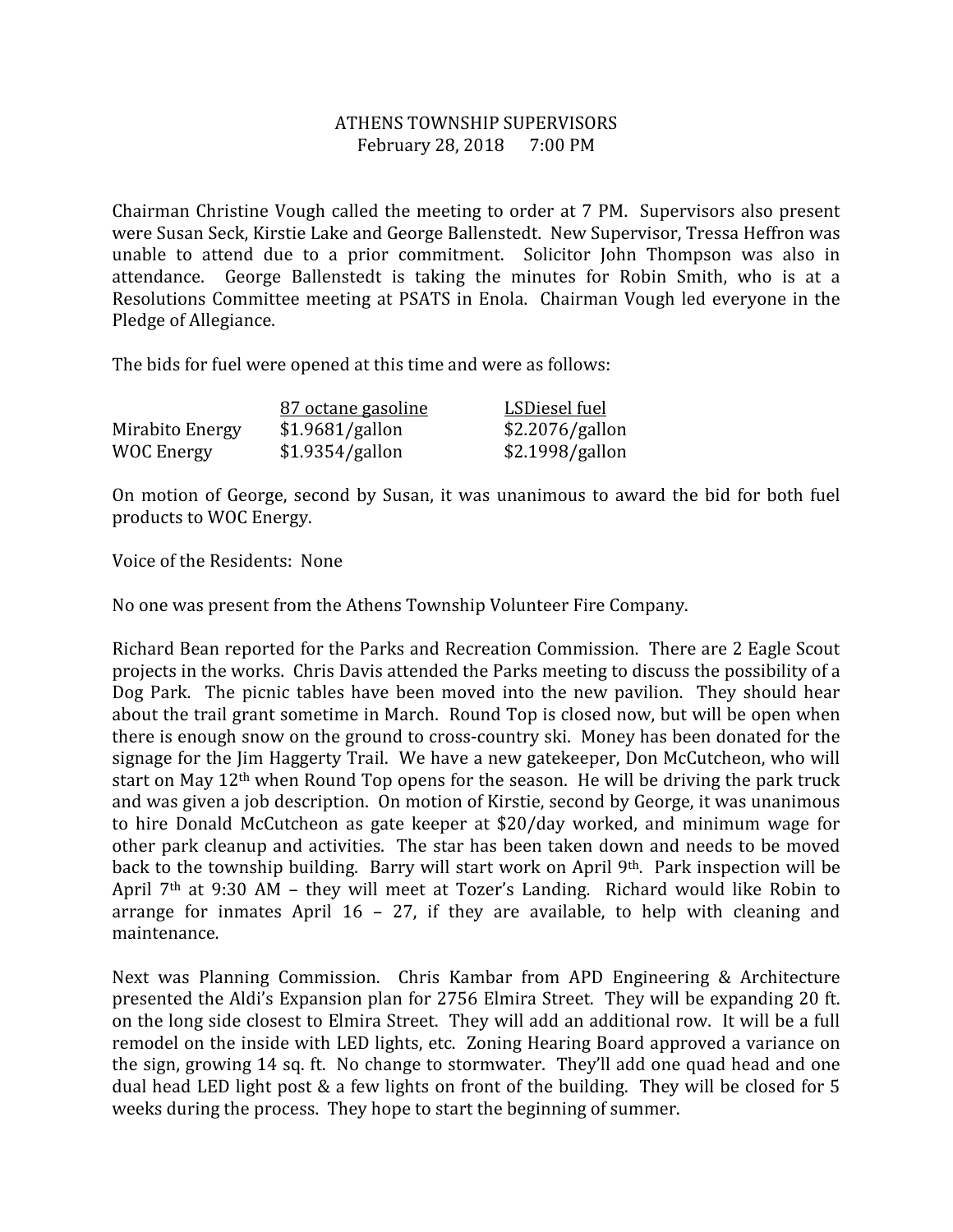# ATHENS TOWNSHIP SUPERVISORS

February 28, 2018      7:00 PM

Chairman Christine Vough called the meeting to order at 7 PM. Supervisors also present were Susan Seck, Kirstie Lake and George Ballenstedt. New Supervisor, Tressa Heffron was unable to attend due to a prior commitment. Solicitor John Thompson was also in attendance. George Ballenstedt is taking the minutes for Robin Smith, who is at a Resolutions Committee meeting at PSATS in Enola. Chairman Vough led everyone in the Pledge of Allegiance.

The bids for fuel were opened at this time and were as follows:

| | 87 octane gasoline | LSDiesel fuel |
|---|---|---|
| Mirabito Energy | $1.9681/gallon | $2.2076/gallon |
| WOC Energy | $1.9354/gallon | $2.1998/gallon |

On motion of George, second by Susan, it was unanimous to award the bid for both fuel products to WOC Energy.

Voice of the Residents: None

No one was present from the Athens Township Volunteer Fire Company.

Richard Bean reported for the Parks and Recreation Commission. There are 2 Eagle Scout projects in the works. Chris Davis attended the Parks meeting to discuss the possibility of a Dog Park. The picnic tables have been moved into the new pavilion. They should hear about the trail grant sometime in March. Round Top is closed now, but will be open when there is enough snow on the ground to cross-country ski. Money has been donated for the signage for the Jim Haggerty Trail. We have a new gatekeeper, Don McCutcheon, who will start on May 12th when Round Top opens for the season. He will be driving the park truck and was given a job description. On motion of Kirstie, second by George, it was unanimous to hire Donald McCutcheon as gate keeper at $20/day worked, and minimum wage for other park cleanup and activities. The star has been taken down and needs to be moved back to the township building. Barry will start work on April 9th. Park inspection will be April 7th at 9:30 AM – they will meet at Tozer's Landing. Richard would like Robin to arrange for inmates April 16 – 27, if they are available, to help with cleaning and maintenance.

Next was Planning Commission. Chris Kambar from APD Engineering & Architecture presented the Aldi's Expansion plan for 2756 Elmira Street. They will be expanding 20 ft. on the long side closest to Elmira Street. They will add an additional row. It will be a full remodel on the inside with LED lights, etc. Zoning Hearing Board approved a variance on the sign, growing 14 sq. ft. No change to stormwater. They'll add one quad head and one dual head LED light post & a few lights on front of the building. They will be closed for 5 weeks during the process. They hope to start the beginning of summer.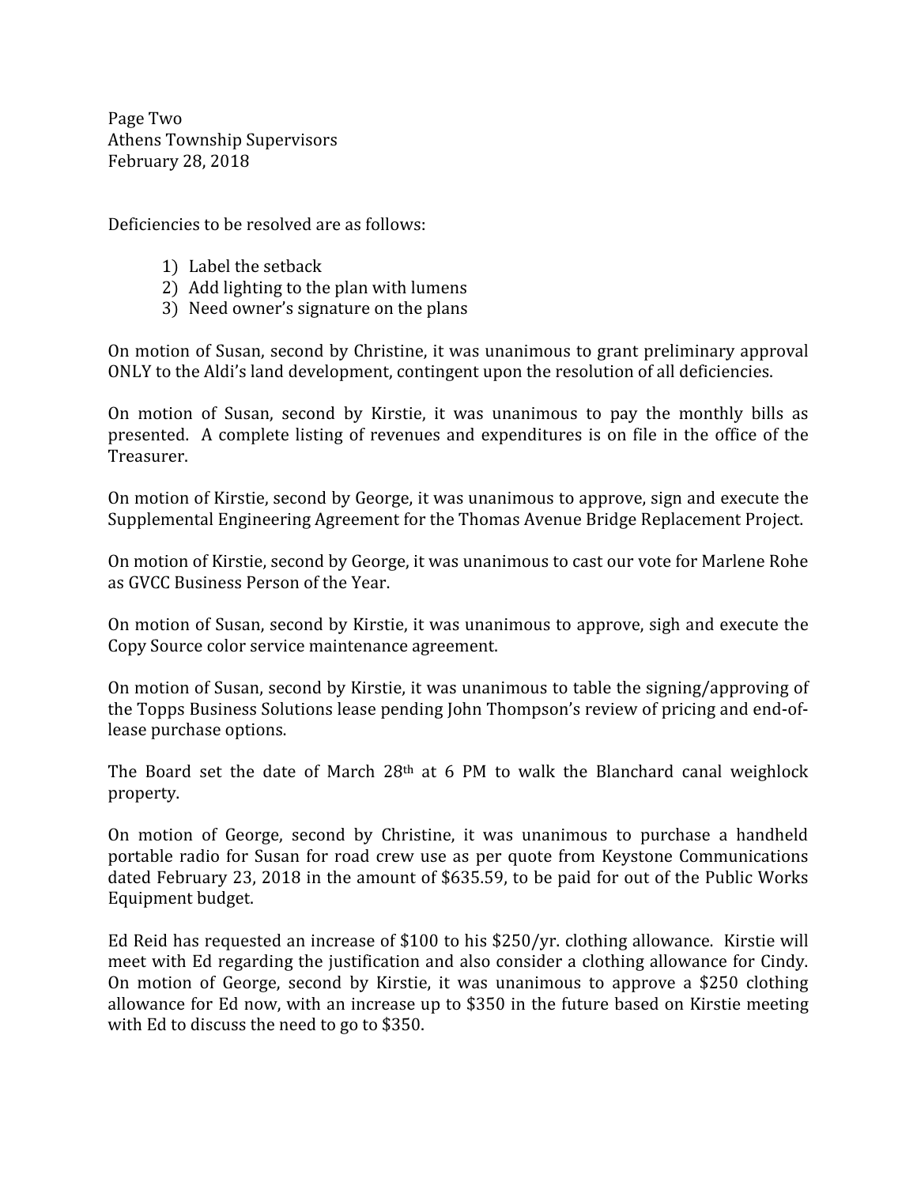Deficiencies to be resolved are as follows:

1) Label the setback
2) Add lighting to the plan with lumens
3) Need owner's signature on the plans

On motion of Susan, second by Christine, it was unanimous to grant preliminary approval ONLY to the Aldi's land development, contingent upon the resolution of all deficiencies.

On motion of Susan, second by Kirstie, it was unanimous to pay the monthly bills as presented. A complete listing of revenues and expenditures is on file in the office of the Treasurer.

On motion of Kirstie, second by George, it was unanimous to approve, sign and execute the Supplemental Engineering Agreement for the Thomas Avenue Bridge Replacement Project.

On motion of Kirstie, second by George, it was unanimous to cast our vote for Marlene Rohe as GVCC Business Person of the Year.

On motion of Susan, second by Kirstie, it was unanimous to approve, sigh and execute the Copy Source color service maintenance agreement.

On motion of Susan, second by Kirstie, it was unanimous to table the signing/approving of the Topps Business Solutions lease pending John Thompson's review of pricing and end-of-lease purchase options.

The Board set the date of March 28th at 6 PM to walk the Blanchard canal weighlock property.

On motion of George, second by Christine, it was unanimous to purchase a handheld portable radio for Susan for road crew use as per quote from Keystone Communications dated February 23, 2018 in the amount of $635.59, to be paid for out of the Public Works Equipment budget.

Ed Reid has requested an increase of $100 to his $250/yr. clothing allowance. Kirstie will meet with Ed regarding the justification and also consider a clothing allowance for Cindy. On motion of George, second by Kirstie, it was unanimous to approve a $250 clothing allowance for Ed now, with an increase up to $350 in the future based on Kirstie meeting with Ed to discuss the need to go to $350.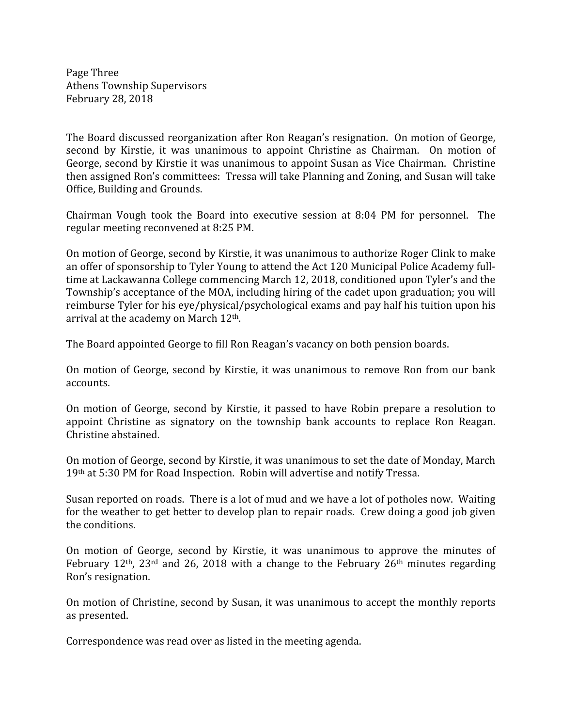The Board discussed reorganization after Ron Reagan's resignation. On motion of George, second by Kirstie, it was unanimous to appoint Christine as Chairman. On motion of George, second by Kirstie it was unanimous to appoint Susan as Vice Chairman. Christine then assigned Ron's committees: Tressa will take Planning and Zoning, and Susan will take Office, Building and Grounds.

Chairman Vough took the Board into executive session at 8:04 PM for personnel. The regular meeting reconvened at 8:25 PM.

On motion of George, second by Kirstie, it was unanimous to authorize Roger Clink to make an offer of sponsorship to Tyler Young to attend the Act 120 Municipal Police Academy full-time at Lackawanna College commencing March 12, 2018, conditioned upon Tyler's and the Township's acceptance of the MOA, including hiring of the cadet upon graduation; you will reimburse Tyler for his eye/physical/psychological exams and pay half his tuition upon his arrival at the academy on March 12th.

The Board appointed George to fill Ron Reagan's vacancy on both pension boards.

On motion of George, second by Kirstie, it was unanimous to remove Ron from our bank accounts.

On motion of George, second by Kirstie, it passed to have Robin prepare a resolution to appoint Christine as signatory on the township bank accounts to replace Ron Reagan. Christine abstained.

On motion of George, second by Kirstie, it was unanimous to set the date of Monday, March 19th at 5:30 PM for Road Inspection. Robin will advertise and notify Tressa.

Susan reported on roads. There is a lot of mud and we have a lot of potholes now. Waiting for the weather to get better to develop plan to repair roads. Crew doing a good job given the conditions.

On motion of George, second by Kirstie, it was unanimous to approve the minutes of February 12th, 23rd and 26, 2018 with a change to the February 26th minutes regarding Ron's resignation.

On motion of Christine, second by Susan, it was unanimous to accept the monthly reports as presented.

Correspondence was read over as listed in the meeting agenda.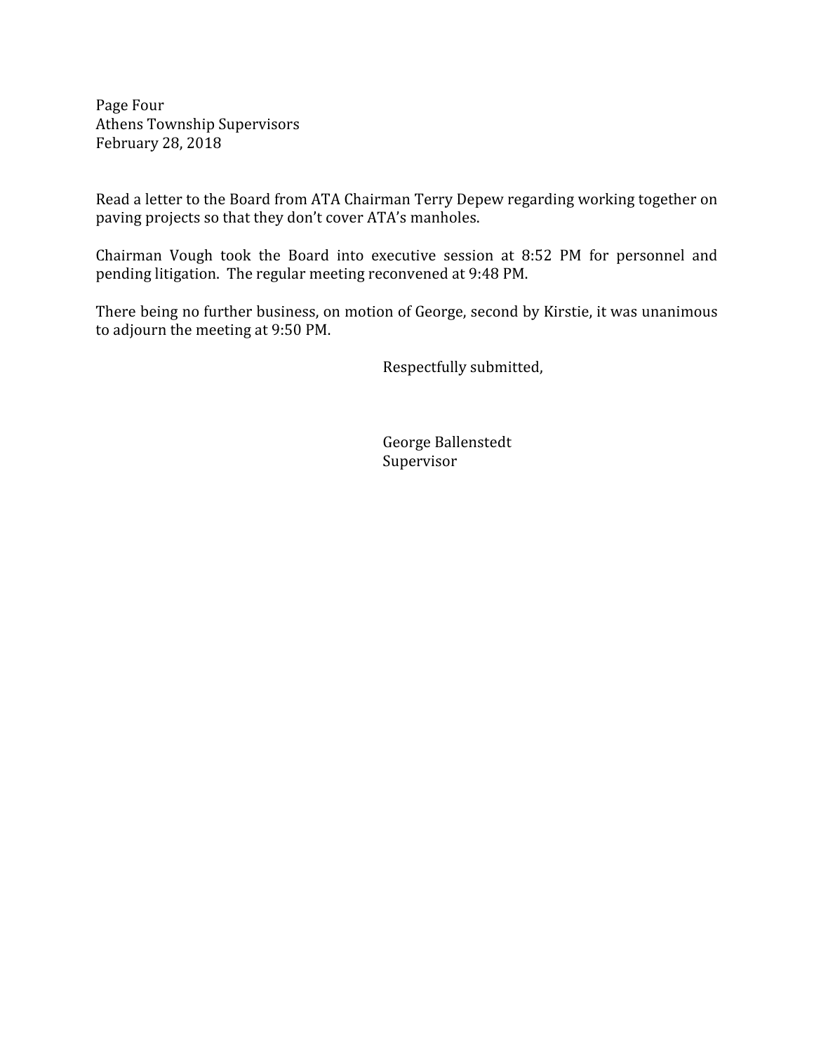Read a letter to the Board from ATA Chairman Terry Depew regarding working together on paving projects so that they don't cover ATA's manholes.

Chairman Vough took the Board into executive session at 8:52 PM for personnel and pending litigation. The regular meeting reconvened at 9:48 PM.

There being no further business, on motion of George, second by Kirstie, it was unanimous to adjourn the meeting at 9:50 PM.

Respectfully submitted,

George Ballenstedt
Supervisor